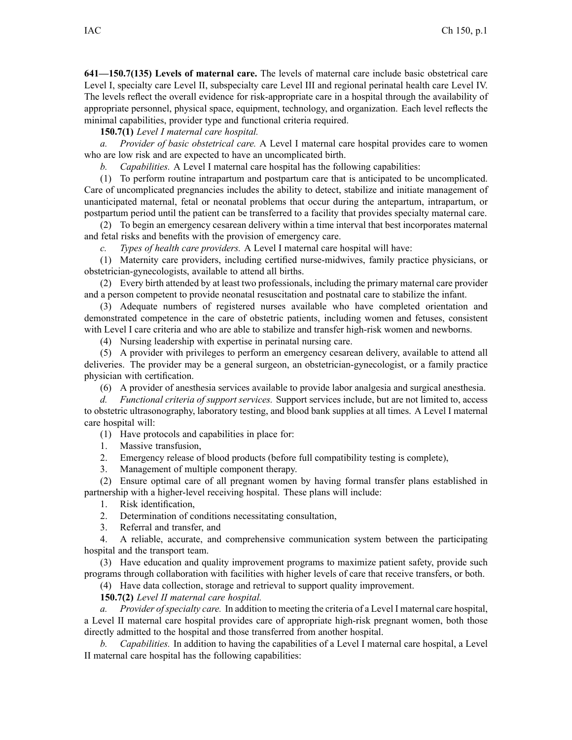**641—150.7(135) Levels of maternal care.** The levels of maternal care include basic obstetrical care Level I, specialty care Level II, subspecialty care Level III and regional perinatal health care Level IV. The levels reflect the overall evidence for risk-appropriate care in a hospital through the availability of appropriate personnel, physical space, equipment, technology, and organization. Each level reflects the minimal capabilities, provider type and functional criteria required.

**150.7(1)** *Level I maternal care hospital.*

*a. Provider of basic obstetrical care.* A Level I maternal care hospital provides care to women who are low risk and are expected to have an uncomplicated birth.

*b. Capabilities.* A Level I maternal care hospital has the following capabilities:

(1) To perform routine intrapartum and postpartum care that is anticipated to be uncomplicated. Care of uncomplicated pregnancies includes the ability to detect, stabilize and initiate management of unanticipated maternal, fetal or neonatal problems that occur during the antepartum, intrapartum, or postpartum period until the patient can be transferred to a facility that provides specialty maternal care.

(2) To begin an emergency cesarean delivery within a time interval that best incorporates maternal and fetal risks and benefits with the provision of emergency care.

*c. Types of health care providers.* A Level I maternal care hospital will have:

(1) Maternity care providers, including certified nurse-midwives, family practice physicians, or obstetrician-gynecologists, available to attend all births.

(2) Every birth attended by at least two professionals, including the primary maternal care provider and a person competent to provide neonatal resuscitation and postnatal care to stabilize the infant.

(3) Adequate numbers of registered nurses available who have completed orientation and demonstrated competence in the care of obstetric patients, including women and fetuses, consistent with Level I care criteria and who are able to stabilize and transfer high-risk women and newborns.

(4) Nursing leadership with expertise in perinatal nursing care.

(5) A provider with privileges to perform an emergency cesarean delivery, available to attend all deliveries. The provider may be a general surgeon, an obstetrician-gynecologist, or a family practice physician with certification.

(6) A provider of anesthesia services available to provide labor analgesia and surgical anesthesia.

*d. Functional criteria of support services.* Support services include, but are not limited to, access to obstetric ultrasonography, laboratory testing, and blood bank supplies at all times. A Level I maternal care hospital will:

(1) Have protocols and capabilities in place for:

1. Massive transfusion,
2. Emergency release of blood products (before full compatibility testing is complete),
3. Management of multiple component therapy.

(2) Ensure optimal care of all pregnant women by having formal transfer plans established in partnership with a higher-level receiving hospital. These plans will include:

1. Risk identification,
2. Determination of conditions necessitating consultation,
3. Referral and transfer, and
4. A reliable, accurate, and comprehensive communication system between the participating hospital and the transport team.

(3) Have education and quality improvement programs to maximize patient safety, provide such programs through collaboration with facilities with higher levels of care that receive transfers, or both.

(4) Have data collection, storage and retrieval to support quality improvement.

**150.7(2)** *Level II maternal care hospital.*

*a. Provider of specialty care.* In addition to meeting the criteria of a Level I maternal care hospital, a Level II maternal care hospital provides care of appropriate high-risk pregnant women, both those directly admitted to the hospital and those transferred from another hospital.

*b. Capabilities.* In addition to having the capabilities of a Level I maternal care hospital, a Level II maternal care hospital has the following capabilities: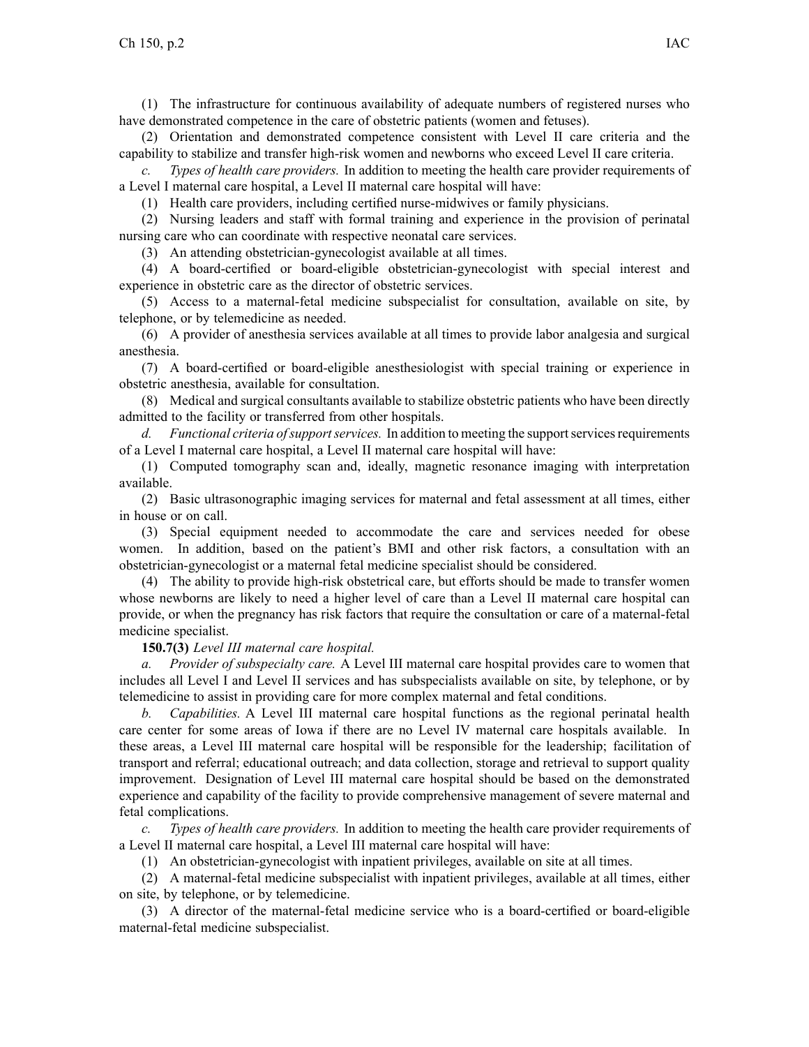(1) The infrastructure for continuous availability of adequate numbers of registered nurses who have demonstrated competence in the care of obstetric patients (women and fetuses).

(2) Orientation and demonstrated competence consistent with Level II care criteria and the capability to stabilize and transfer high-risk women and newborns who exceed Level II care criteria.

*c. Types of health care providers.* In addition to meeting the health care provider requirements of a Level I maternal care hospital, a Level II maternal care hospital will have:

(1) Health care providers, including certified nurse-midwives or family physicians.

(2) Nursing leaders and staff with formal training and experience in the provision of perinatal nursing care who can coordinate with respective neonatal care services.

(3) An attending obstetrician-gynecologist available at all times.

(4) A board-certified or board-eligible obstetrician-gynecologist with special interest and experience in obstetric care as the director of obstetric services.

(5) Access to a maternal-fetal medicine subspecialist for consultation, available on site, by telephone, or by telemedicine as needed.

(6) A provider of anesthesia services available at all times to provide labor analgesia and surgical anesthesia.

(7) A board-certified or board-eligible anesthesiologist with special training or experience in obstetric anesthesia, available for consultation.

(8) Medical and surgical consultants available to stabilize obstetric patients who have been directly admitted to the facility or transferred from other hospitals.

*d. Functional criteria of support services.* In addition to meeting the support services requirements of a Level I maternal care hospital, a Level II maternal care hospital will have:

(1) Computed tomography scan and, ideally, magnetic resonance imaging with interpretation available.

(2) Basic ultrasonographic imaging services for maternal and fetal assessment at all times, either in house or on call.

(3) Special equipment needed to accommodate the care and services needed for obese women. In addition, based on the patient's BMI and other risk factors, a consultation with an obstetrician-gynecologist or a maternal fetal medicine specialist should be considered.

(4) The ability to provide high-risk obstetrical care, but efforts should be made to transfer women whose newborns are likely to need a higher level of care than a Level II maternal care hospital can provide, or when the pregnancy has risk factors that require the consultation or care of a maternal-fetal medicine specialist.

**150.7(3)** *Level III maternal care hospital.*

*a. Provider of subspecialty care.* A Level III maternal care hospital provides care to women that includes all Level I and Level II services and has subspecialists available on site, by telephone, or by telemedicine to assist in providing care for more complex maternal and fetal conditions.

*b. Capabilities.* A Level III maternal care hospital functions as the regional perinatal health care center for some areas of Iowa if there are no Level IV maternal care hospitals available. In these areas, a Level III maternal care hospital will be responsible for the leadership; facilitation of transport and referral; educational outreach; and data collection, storage and retrieval to support quality improvement. Designation of Level III maternal care hospital should be based on the demonstrated experience and capability of the facility to provide comprehensive management of severe maternal and fetal complications.

*c. Types of health care providers.* In addition to meeting the health care provider requirements of a Level II maternal care hospital, a Level III maternal care hospital will have:

(1) An obstetrician-gynecologist with inpatient privileges, available on site at all times.

(2) A maternal-fetal medicine subspecialist with inpatient privileges, available at all times, either on site, by telephone, or by telemedicine.

(3) A director of the maternal-fetal medicine service who is a board-certified or board-eligible maternal-fetal medicine subspecialist.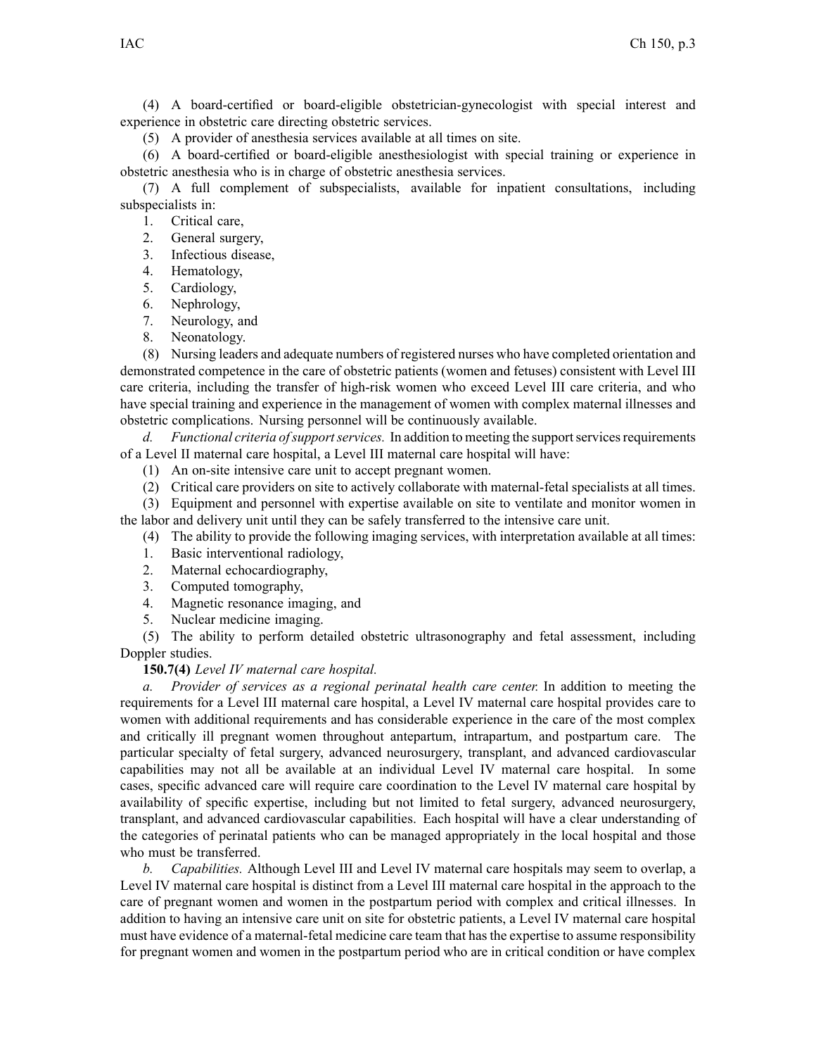(4) A board-certified or board-eligible obstetrician-gynecologist with special interest and experience in obstetric care directing obstetric services.

(5) A provider of anesthesia services available at all times on site.

(6) A board-certified or board-eligible anesthesiologist with special training or experience in obstetric anesthesia who is in charge of obstetric anesthesia services.

(7) A full complement of subspecialists, available for inpatient consultations, including subspecialists in:

1. Critical care,
2. General surgery,
3. Infectious disease,
4. Hematology,
5. Cardiology,
6. Nephrology,
7. Neurology, and
8. Neonatology.

(8) Nursing leaders and adequate numbers of registered nurses who have completed orientation and demonstrated competence in the care of obstetric patients (women and fetuses) consistent with Level III care criteria, including the transfer of high-risk women who exceed Level III care criteria, and who have special training and experience in the management of women with complex maternal illnesses and obstetric complications. Nursing personnel will be continuously available.

*d. Functional criteria of support services.* In addition to meeting the support services requirements of a Level II maternal care hospital, a Level III maternal care hospital will have:

(1) An on-site intensive care unit to accept pregnant women.

(2) Critical care providers on site to actively collaborate with maternal-fetal specialists at all times.

(3) Equipment and personnel with expertise available on site to ventilate and monitor women in the labor and delivery unit until they can be safely transferred to the intensive care unit.

(4) The ability to provide the following imaging services, with interpretation available at all times:

1. Basic interventional radiology,
2. Maternal echocardiography,
3. Computed tomography,
4. Magnetic resonance imaging, and
5. Nuclear medicine imaging.

(5) The ability to perform detailed obstetric ultrasonography and fetal assessment, including Doppler studies.

**150.7(4)** *Level IV maternal care hospital.*

*a. Provider of services as a regional perinatal health care center.* In addition to meeting the requirements for a Level III maternal care hospital, a Level IV maternal care hospital provides care to women with additional requirements and has considerable experience in the care of the most complex and critically ill pregnant women throughout antepartum, intrapartum, and postpartum care. The particular specialty of fetal surgery, advanced neurosurgery, transplant, and advanced cardiovascular capabilities may not all be available at an individual Level IV maternal care hospital. In some cases, specific advanced care will require care coordination to the Level IV maternal care hospital by availability of specific expertise, including but not limited to fetal surgery, advanced neurosurgery, transplant, and advanced cardiovascular capabilities. Each hospital will have a clear understanding of the categories of perinatal patients who can be managed appropriately in the local hospital and those who must be transferred.

*b. Capabilities.* Although Level III and Level IV maternal care hospitals may seem to overlap, a Level IV maternal care hospital is distinct from a Level III maternal care hospital in the approach to the care of pregnant women and women in the postpartum period with complex and critical illnesses. In addition to having an intensive care unit on site for obstetric patients, a Level IV maternal care hospital must have evidence of a maternal-fetal medicine care team that has the expertise to assume responsibility for pregnant women and women in the postpartum period who are in critical condition or have complex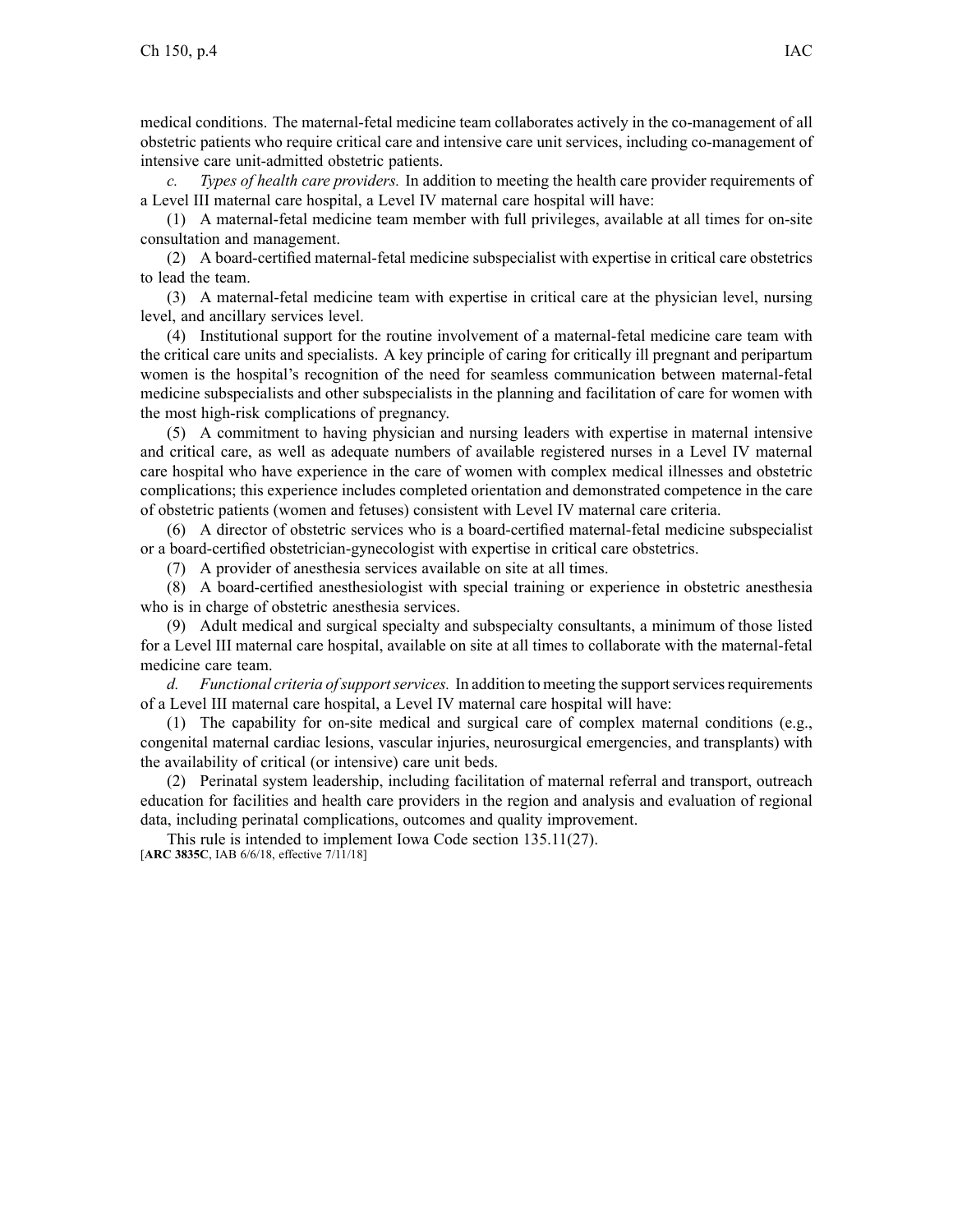medical conditions. The maternal-fetal medicine team collaborates actively in the co-management of all obstetric patients who require critical care and intensive care unit services, including co-management of intensive care unit-admitted obstetric patients.

*c. Types of health care providers.* In addition to meeting the health care provider requirements of a Level III maternal care hospital, a Level IV maternal care hospital will have:

(1) A maternal-fetal medicine team member with full privileges, available at all times for on-site consultation and management.

(2) A board-certified maternal-fetal medicine subspecialist with expertise in critical care obstetrics to lead the team.

(3) A maternal-fetal medicine team with expertise in critical care at the physician level, nursing level, and ancillary services level.

(4) Institutional support for the routine involvement of a maternal-fetal medicine care team with the critical care units and specialists. A key principle of caring for critically ill pregnant and peripartum women is the hospital's recognition of the need for seamless communication between maternal-fetal medicine subspecialists and other subspecialists in the planning and facilitation of care for women with the most high-risk complications of pregnancy.

(5) A commitment to having physician and nursing leaders with expertise in maternal intensive and critical care, as well as adequate numbers of available registered nurses in a Level IV maternal care hospital who have experience in the care of women with complex medical illnesses and obstetric complications; this experience includes completed orientation and demonstrated competence in the care of obstetric patients (women and fetuses) consistent with Level IV maternal care criteria.

(6) A director of obstetric services who is a board-certified maternal-fetal medicine subspecialist or a board-certified obstetrician-gynecologist with expertise in critical care obstetrics.

(7) A provider of anesthesia services available on site at all times.

(8) A board-certified anesthesiologist with special training or experience in obstetric anesthesia who is in charge of obstetric anesthesia services.

(9) Adult medical and surgical specialty and subspecialty consultants, a minimum of those listed for a Level III maternal care hospital, available on site at all times to collaborate with the maternal-fetal medicine care team.

*d. Functional criteria of support services.* In addition to meeting the support services requirements of a Level III maternal care hospital, a Level IV maternal care hospital will have:

(1) The capability for on-site medical and surgical care of complex maternal conditions (e.g., congenital maternal cardiac lesions, vascular injuries, neurosurgical emergencies, and transplants) with the availability of critical (or intensive) care unit beds.

(2) Perinatal system leadership, including facilitation of maternal referral and transport, outreach education for facilities and health care providers in the region and analysis and evaluation of regional data, including perinatal complications, outcomes and quality improvement.

This rule is intended to implement Iowa Code section 135.11(27).

[**ARC 3835C**, IAB 6/6/18, effective 7/11/18]